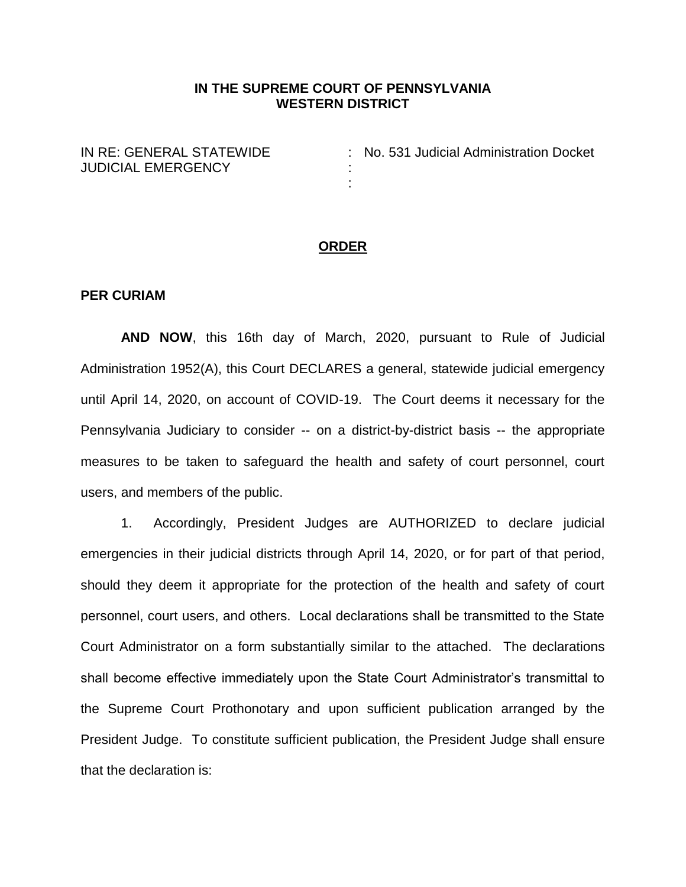**IN THE SUPREME COURT OF PENNSYLVANIA**
**WESTERN DISTRICT**

IN RE: GENERAL STATEWIDE JUDICIAL EMERGENCY : No. 531 Judicial Administration Docket

**ORDER**

**PER CURIAM**

**AND NOW**, this 16th day of March, 2020, pursuant to Rule of Judicial Administration 1952(A), this Court DECLARES a general, statewide judicial emergency until April 14, 2020, on account of COVID-19. The Court deems it necessary for the Pennsylvania Judiciary to consider -- on a district-by-district basis -- the appropriate measures to be taken to safeguard the health and safety of court personnel, court users, and members of the public.

1. Accordingly, President Judges are AUTHORIZED to declare judicial emergencies in their judicial districts through April 14, 2020, or for part of that period, should they deem it appropriate for the protection of the health and safety of court personnel, court users, and others. Local declarations shall be transmitted to the State Court Administrator on a form substantially similar to the attached. The declarations shall become effective immediately upon the State Court Administrator's transmittal to the Supreme Court Prothonotary and upon sufficient publication arranged by the President Judge. To constitute sufficient publication, the President Judge shall ensure that the declaration is: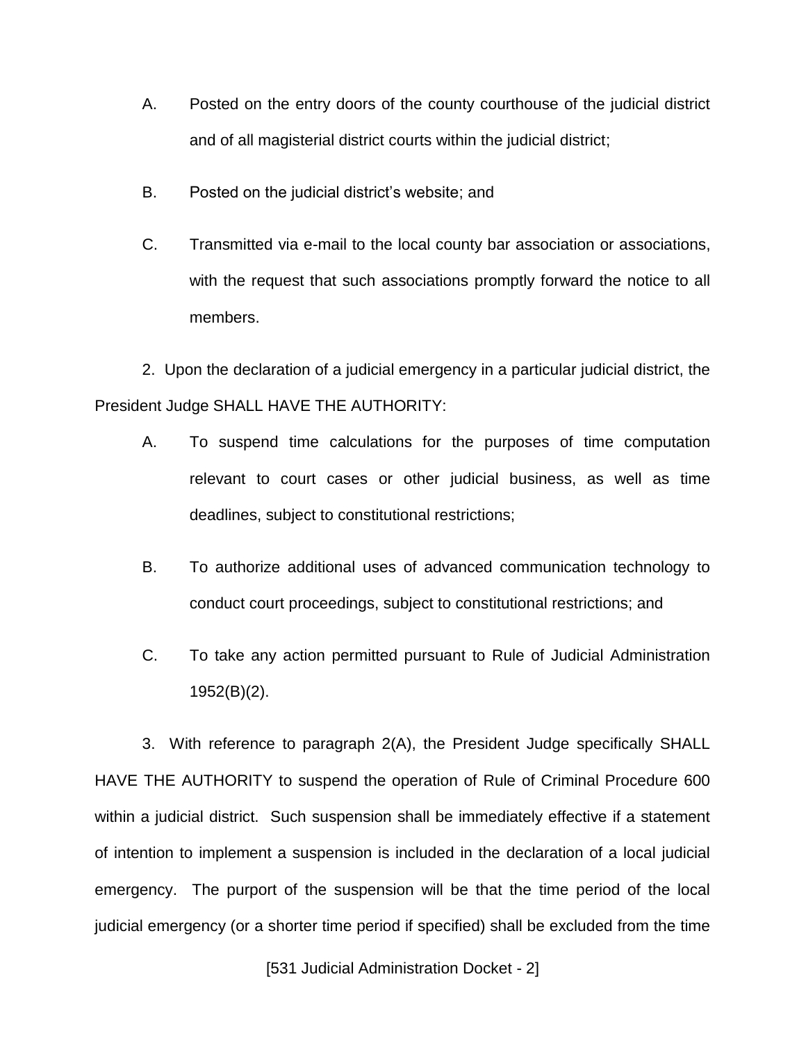A. Posted on the entry doors of the county courthouse of the judicial district and of all magisterial district courts within the judicial district;

B. Posted on the judicial district's website; and

C. Transmitted via e-mail to the local county bar association or associations, with the request that such associations promptly forward the notice to all members.

2. Upon the declaration of a judicial emergency in a particular judicial district, the President Judge SHALL HAVE THE AUTHORITY:

A. To suspend time calculations for the purposes of time computation relevant to court cases or other judicial business, as well as time deadlines, subject to constitutional restrictions;

B. To authorize additional uses of advanced communication technology to conduct court proceedings, subject to constitutional restrictions; and

C. To take any action permitted pursuant to Rule of Judicial Administration 1952(B)(2).

3. With reference to paragraph 2(A), the President Judge specifically SHALL HAVE THE AUTHORITY to suspend the operation of Rule of Criminal Procedure 600 within a judicial district. Such suspension shall be immediately effective if a statement of intention to implement a suspension is included in the declaration of a local judicial emergency. The purport of the suspension will be that the time period of the local judicial emergency (or a shorter time period if specified) shall be excluded from the time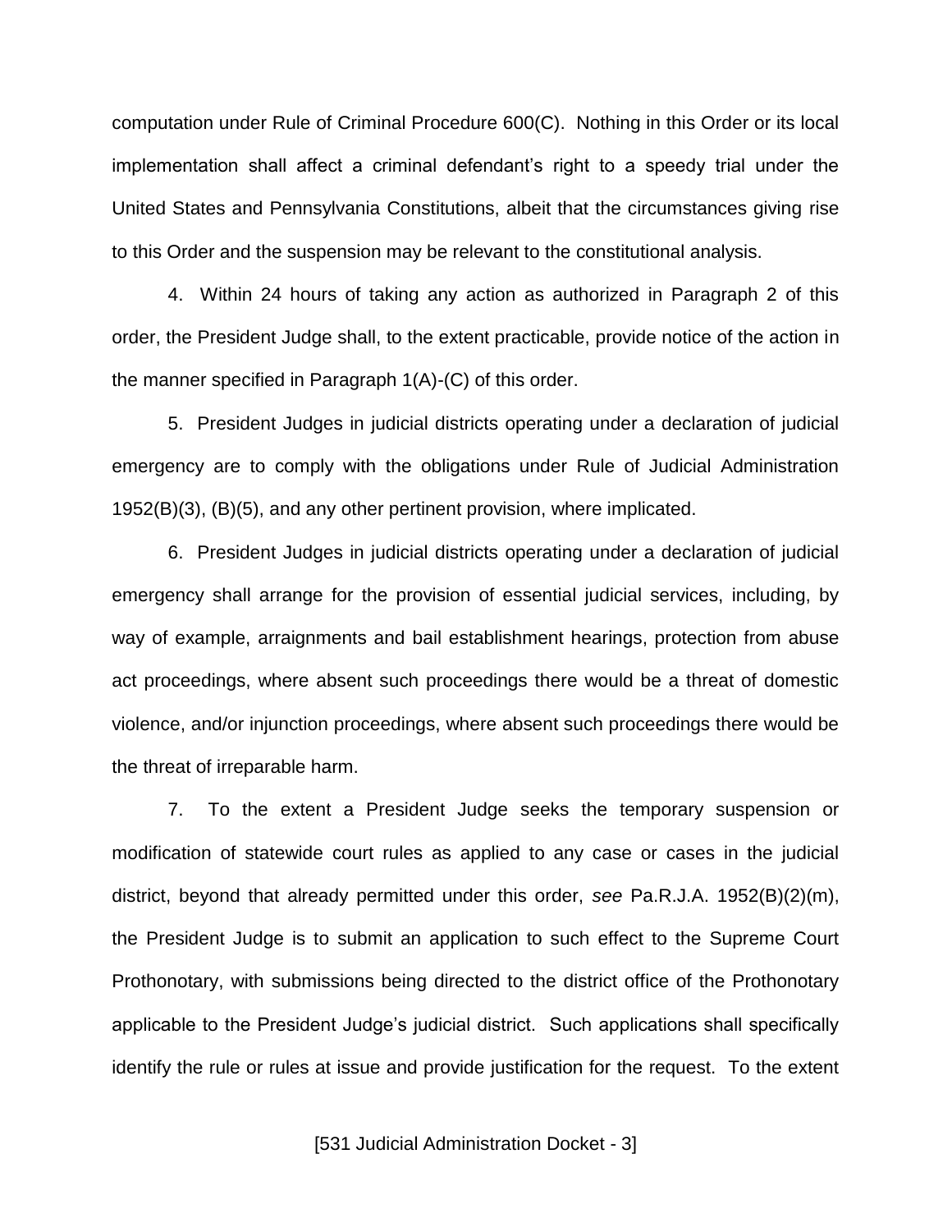computation under Rule of Criminal Procedure 600(C). Nothing in this Order or its local implementation shall affect a criminal defendant's right to a speedy trial under the United States and Pennsylvania Constitutions, albeit that the circumstances giving rise to this Order and the suspension may be relevant to the constitutional analysis.

4. Within 24 hours of taking any action as authorized in Paragraph 2 of this order, the President Judge shall, to the extent practicable, provide notice of the action in the manner specified in Paragraph 1(A)-(C) of this order.

5. President Judges in judicial districts operating under a declaration of judicial emergency are to comply with the obligations under Rule of Judicial Administration 1952(B)(3), (B)(5), and any other pertinent provision, where implicated.

6. President Judges in judicial districts operating under a declaration of judicial emergency shall arrange for the provision of essential judicial services, including, by way of example, arraignments and bail establishment hearings, protection from abuse act proceedings, where absent such proceedings there would be a threat of domestic violence, and/or injunction proceedings, where absent such proceedings there would be the threat of irreparable harm.

7. To the extent a President Judge seeks the temporary suspension or modification of statewide court rules as applied to any case or cases in the judicial district, beyond that already permitted under this order, *see* Pa.R.J.A. 1952(B)(2)(m), the President Judge is to submit an application to such effect to the Supreme Court Prothonotary, with submissions being directed to the district office of the Prothonotary applicable to the President Judge's judicial district. Such applications shall specifically identify the rule or rules at issue and provide justification for the request. To the extent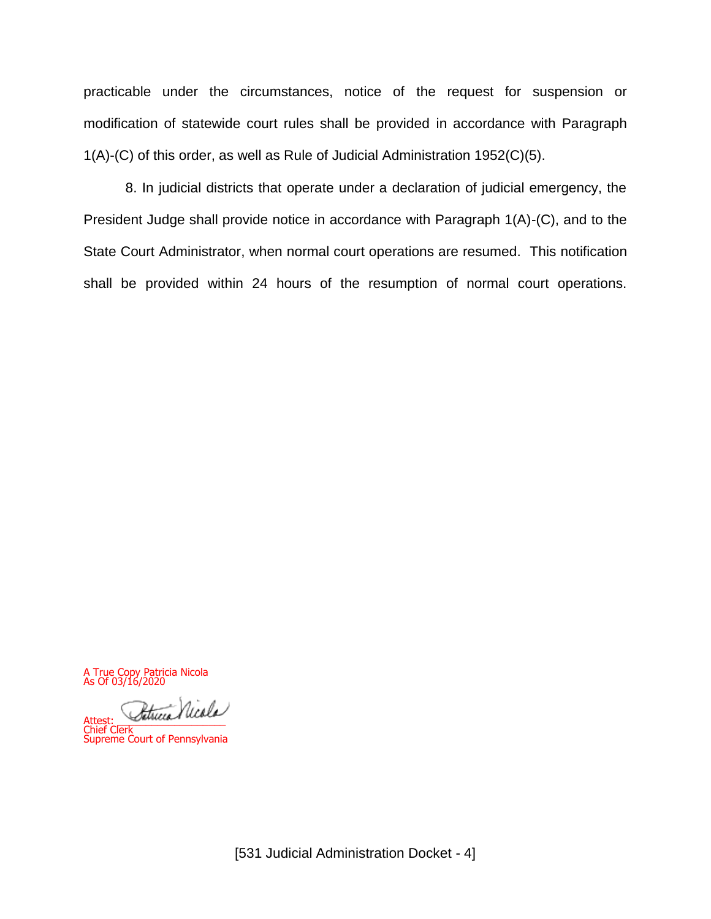practicable under the circumstances, notice of the request for suspension or modification of statewide court rules shall be provided in accordance with Paragraph 1(A)-(C) of this order, as well as Rule of Judicial Administration 1952(C)(5).

8. In judicial districts that operate under a declaration of judicial emergency, the President Judge shall provide notice in accordance with Paragraph 1(A)-(C), and to the State Court Administrator, when normal court operations are resumed. This notification shall be provided within 24 hours of the resumption of normal court operations.

A True Copy Patricia Nicola
As Of 03/16/2020

Attest: Patricia Nicola
Chief Clerk
Supreme Court of Pennsylvania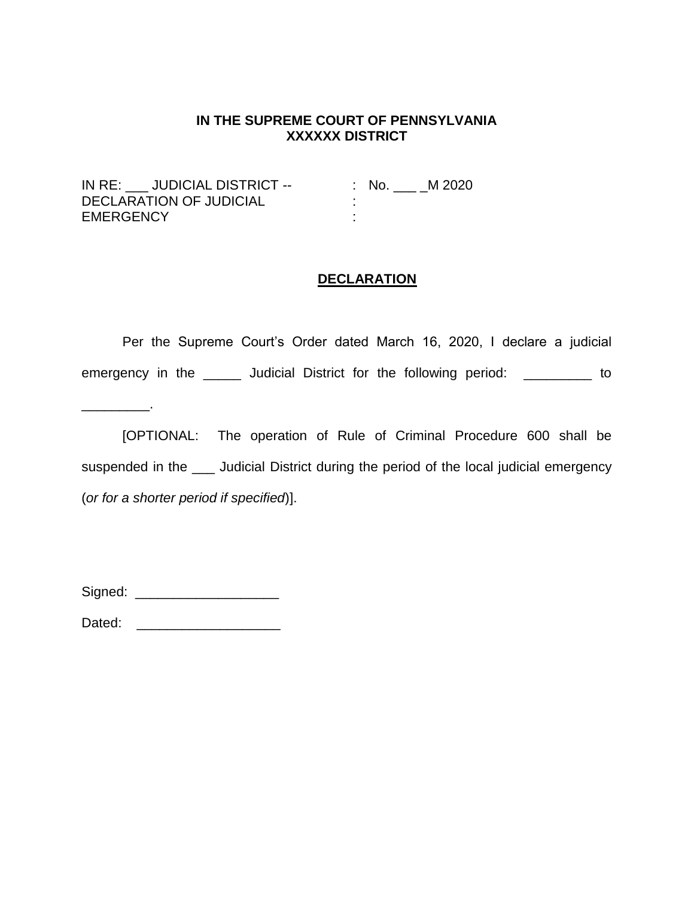**IN THE SUPREME COURT OF PENNSYLVANIA**
**XXXXXX DISTRICT**

| | | |
|---|---|---|
| IN RE: ___ JUDICIAL DISTRICT -- | : | No. ___ _M 2020 |
| DECLARATION OF JUDICIAL | : | |
| EMERGENCY | : | |

**DECLARATION**

Per the Supreme Court's Order dated March 16, 2020, I declare a judicial emergency in the _____ Judicial District for the following period: _________ to _________.

[OPTIONAL: The operation of Rule of Criminal Procedure 600 shall be suspended in the ___ Judicial District during the period of the local judicial emergency (*or for a shorter period if specified*)].

Signed: ___________________

Dated: ___________________